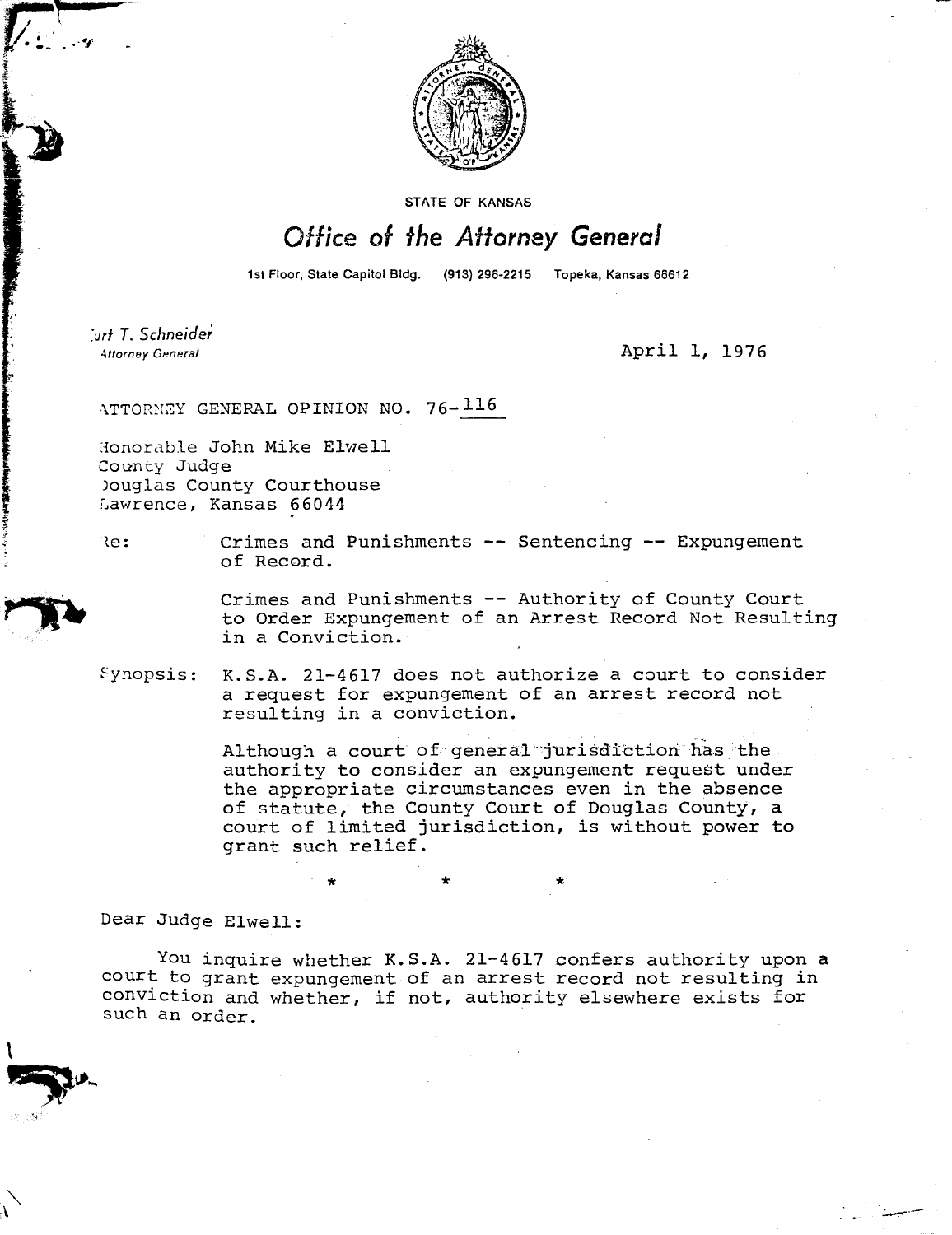STATE OF KANSAS

# Office of the Attorney General

1st Floor, State Capitol Bldg. (913) 296-2215 Topeka, Kansas 66612

Curt T. Schneider
Attorney General

April 1, 1976

ATTORNEY GENERAL OPINION NO. 76-116

Honorable John Mike Elwell
County Judge
Douglas County Courthouse
Lawrence, Kansas 66044

Re: Crimes and Punishments -- Sentencing -- Expungement of Record.

Crimes and Punishments -- Authority of County Court to Order Expungement of an Arrest Record Not Resulting in a Conviction.

Synopsis: K.S.A. 21-4617 does not authorize a court to consider a request for expungement of an arrest record not resulting in a conviction.

Although a court of general jurisdiction has the authority to consider an expungement request under the appropriate circumstances even in the absence of statute, the County Court of Douglas County, a court of limited jurisdiction, is without power to grant such relief.

\* \* \*

Dear Judge Elwell:

You inquire whether K.S.A. 21-4617 confers authority upon a court to grant expungement of an arrest record not resulting in conviction and whether, if not, authority elsewhere exists for such an order.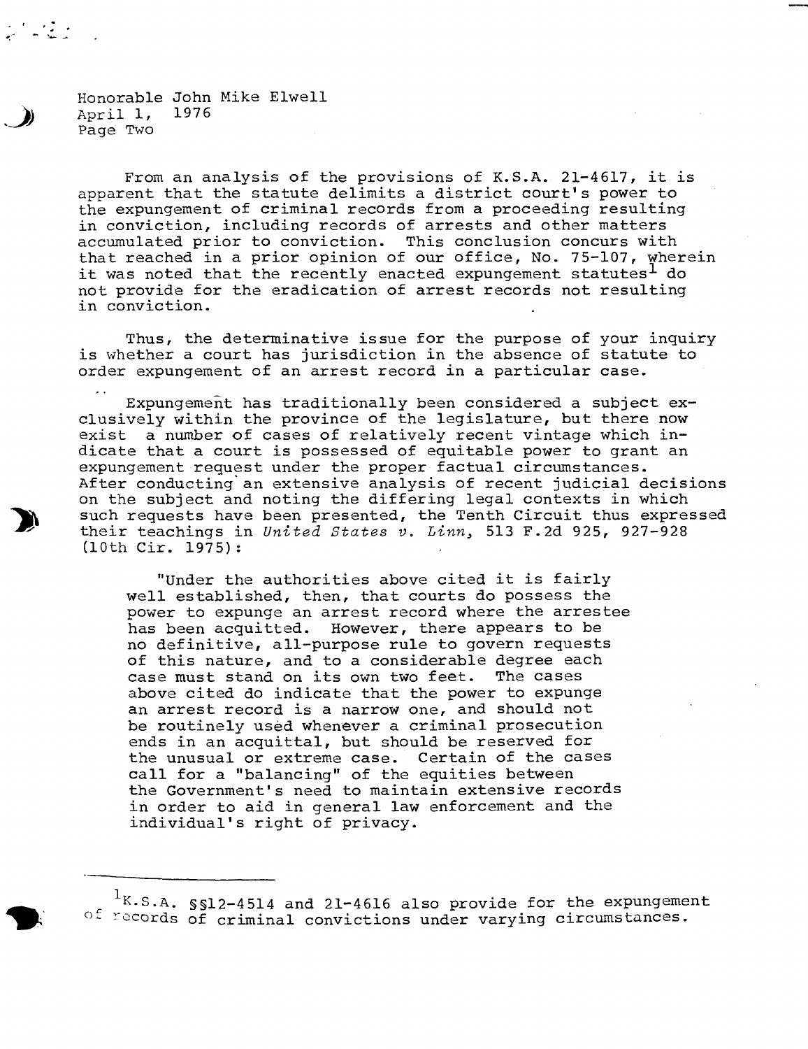Honorable John Mike Elwell
April 1, 1976
Page Two

From an analysis of the provisions of K.S.A. 21-4617, it is apparent that the statute delimits a district court's power to the expungement of criminal records from a proceeding resulting in conviction, including records of arrests and other matters accumulated prior to conviction. This conclusion concurs with that reached in a prior opinion of our office, No. 75-107, wherein it was noted that the recently enacted expungement statutes[1] do not provide for the eradication of arrest records not resulting in conviction.

Thus, the determinative issue for the purpose of your inquiry is whether a court has jurisdiction in the absence of statute to order expungement of an arrest record in a particular case.

Expungement has traditionally been considered a subject exclusively within the province of the legislature, but there now exist a number of cases of relatively recent vintage which indicate that a court is possessed of equitable power to grant an expungement request under the proper factual circumstances. After conducting an extensive analysis of recent judicial decisions on the subject and noting the differing legal contexts in which such requests have been presented, the Tenth Circuit thus expressed their teachings in *United States v. Linn*, 513 F.2d 925, 927-928 (10th Cir. 1975):

> "Under the authorities above cited it is fairly well established, then, that courts do possess the power to expunge an arrest record where the arrestee has been acquitted. However, there appears to be no definitive, all-purpose rule to govern requests of this nature, and to a considerable degree each case must stand on its own two feet. The cases above cited do indicate that the power to expunge an arrest record is a narrow one, and should not be routinely used whenever a criminal prosecution ends in an acquittal, but should be reserved for the unusual or extreme case. Certain of the cases call for a "balancing" of the equities between the Government's need to maintain extensive records in order to aid in general law enforcement and the individual's right of privacy.

---

[1] K.S.A. §§12-4514 and 21-4616 also provide for the expungement of records of criminal convictions under varying circumstances.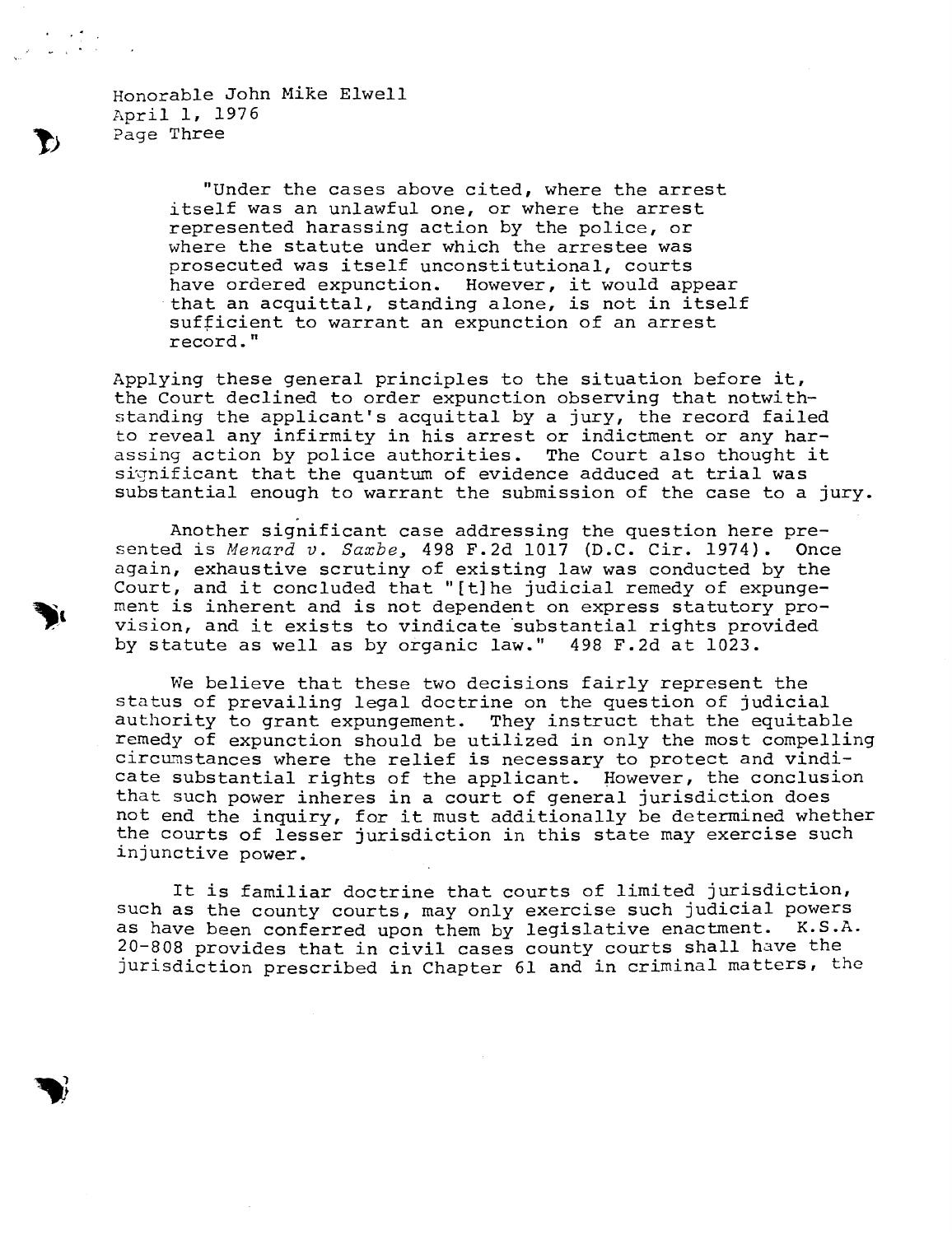"Under the cases above cited, where the arrest itself was an unlawful one, or where the arrest represented harassing action by the police, or where the statute under which the arrestee was prosecuted was itself unconstitutional, courts have ordered expunction. However, it would appear that an acquittal, standing alone, is not in itself sufficient to warrant an expunction of an arrest record."

Applying these general principles to the situation before it, the Court declined to order expunction observing that notwithstanding the applicant's acquittal by a jury, the record failed to reveal any infirmity in his arrest or indictment or any harassing action by police authorities. The Court also thought it significant that the quantum of evidence adduced at trial was substantial enough to warrant the submission of the case to a jury.

Another significant case addressing the question here presented is *Menard v. Saxbe*, 498 F.2d 1017 (D.C. Cir. 1974). Once again, exhaustive scrutiny of existing law was conducted by the Court, and it concluded that "[t]he judicial remedy of expungement is inherent and is not dependent on express statutory provision, and it exists to vindicate substantial rights provided by statute as well as by organic law." 498 F.2d at 1023.

We believe that these two decisions fairly represent the status of prevailing legal doctrine on the question of judicial authority to grant expungement. They instruct that the equitable remedy of expunction should be utilized in only the most compelling circumstances where the relief is necessary to protect and vindicate substantial rights of the applicant. However, the conclusion that such power inheres in a court of general jurisdiction does not end the inquiry, for it must additionally be determined whether the courts of lesser jurisdiction in this state may exercise such injunctive power.

It is familiar doctrine that courts of limited jurisdiction, such as the county courts, may only exercise such judicial powers as have been conferred upon them by legislative enactment. K.S.A. 20-808 provides that in civil cases county courts shall have the jurisdiction prescribed in Chapter 61 and in criminal matters, the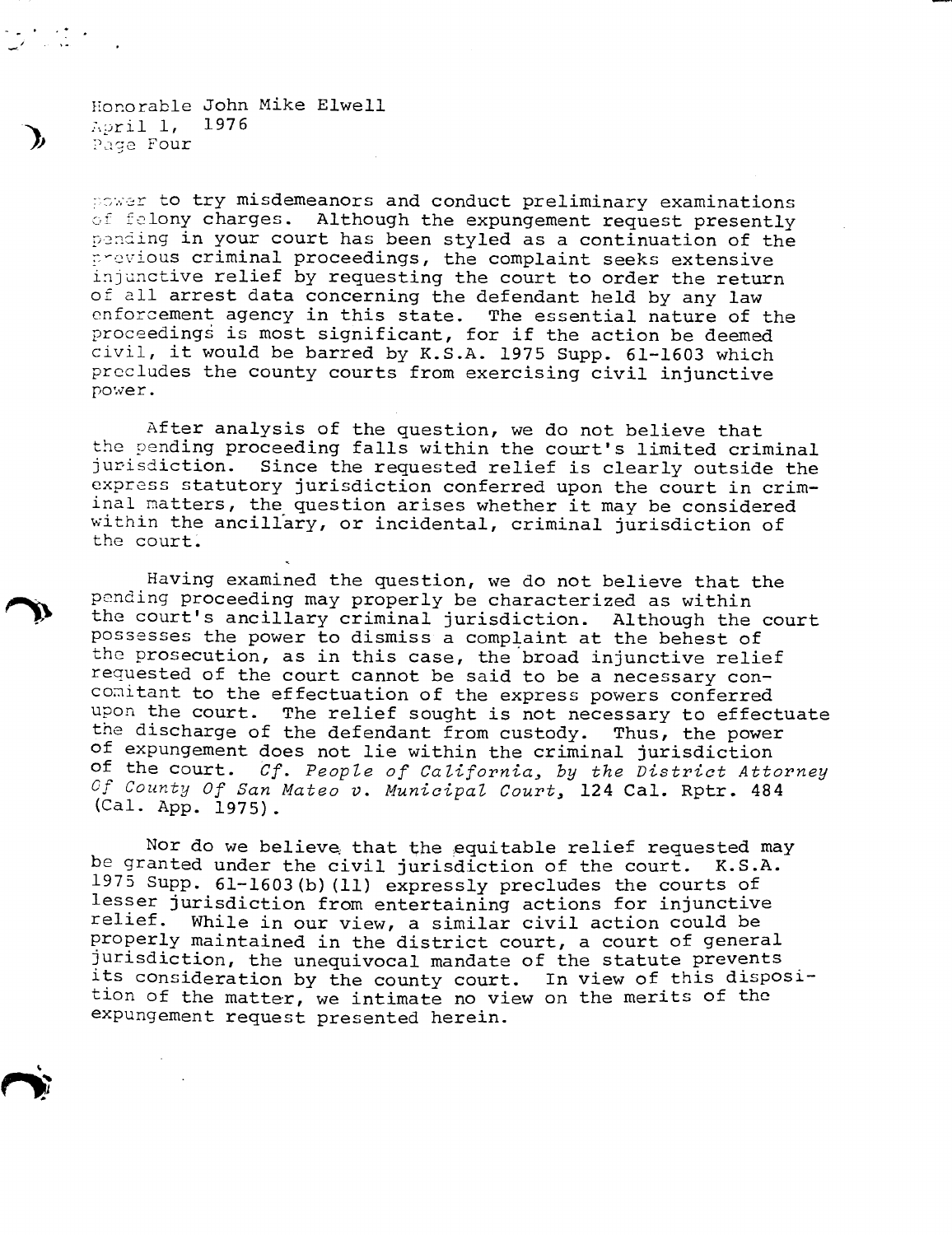power to try misdemeanors and conduct preliminary examinations of felony charges. Although the expungement request presently pending in your court has been styled as a continuation of the previous criminal proceedings, the complaint seeks extensive injunctive relief by requesting the court to order the return of all arrest data concerning the defendant held by any law enforcement agency in this state. The essential nature of the proceedings is most significant, for if the action be deemed civil, it would be barred by K.S.A. 1975 Supp. 61-1603 which precludes the county courts from exercising civil injunctive power.

After analysis of the question, we do not believe that the pending proceeding falls within the court's limited criminal jurisdiction. Since the requested relief is clearly outside the express statutory jurisdiction conferred upon the court in criminal matters, the question arises whether it may be considered within the ancillary, or incidental, criminal jurisdiction of the court.

Having examined the question, we do not believe that the pending proceeding may properly be characterized as within the court's ancillary criminal jurisdiction. Although the court possesses the power to dismiss a complaint at the behest of the prosecution, as in this case, the broad injunctive relief requested of the court cannot be said to be a necessary concomitant to the effectuation of the express powers conferred upon the court. The relief sought is not necessary to effectuate the discharge of the defendant from custody. Thus, the power of expungement does not lie within the criminal jurisdiction of the court. *Cf. People of California, by the District Attorney Of County Of San Mateo v. Municipal Court,* 124 Cal. Rptr. 484 (Cal. App. 1975).

Nor do we believe that the equitable relief requested may be granted under the civil jurisdiction of the court. K.S.A. 1975 Supp. 61-1603(b)(11) expressly precludes the courts of lesser jurisdiction from entertaining actions for injunctive relief. While in our view, a similar civil action could be properly maintained in the district court, a court of general jurisdiction, the unequivocal mandate of the statute prevents its consideration by the county court. In view of this disposition of the matter, we intimate no view on the merits of the expungement request presented herein.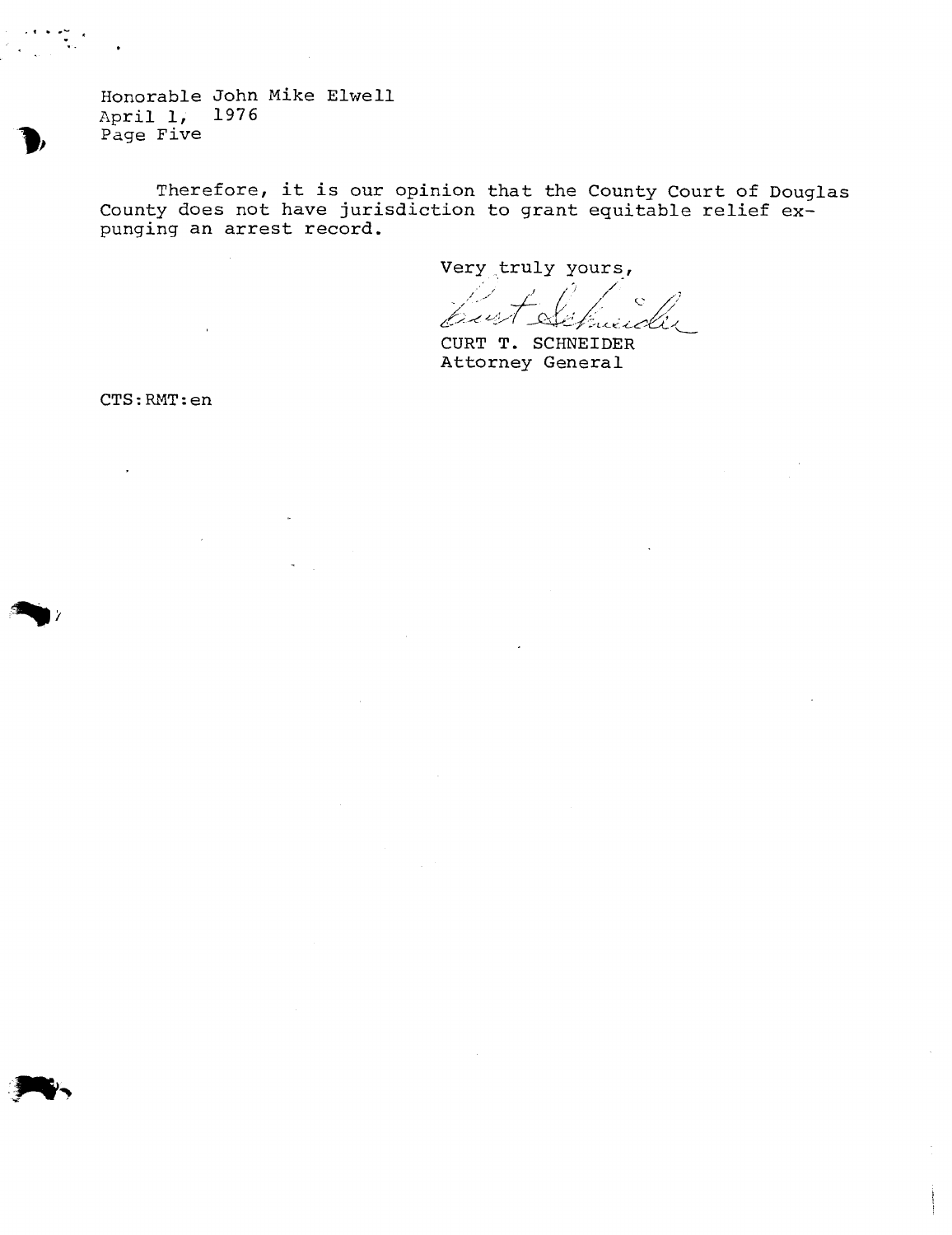Honorable John Mike Elwell
April 1, 1976
Page Five

Therefore, it is our opinion that the County Court of Douglas County does not have jurisdiction to grant equitable relief expunging an arrest record.

Very truly yours,

CURT T. SCHNEIDER
Attorney General

CTS:RMT:en